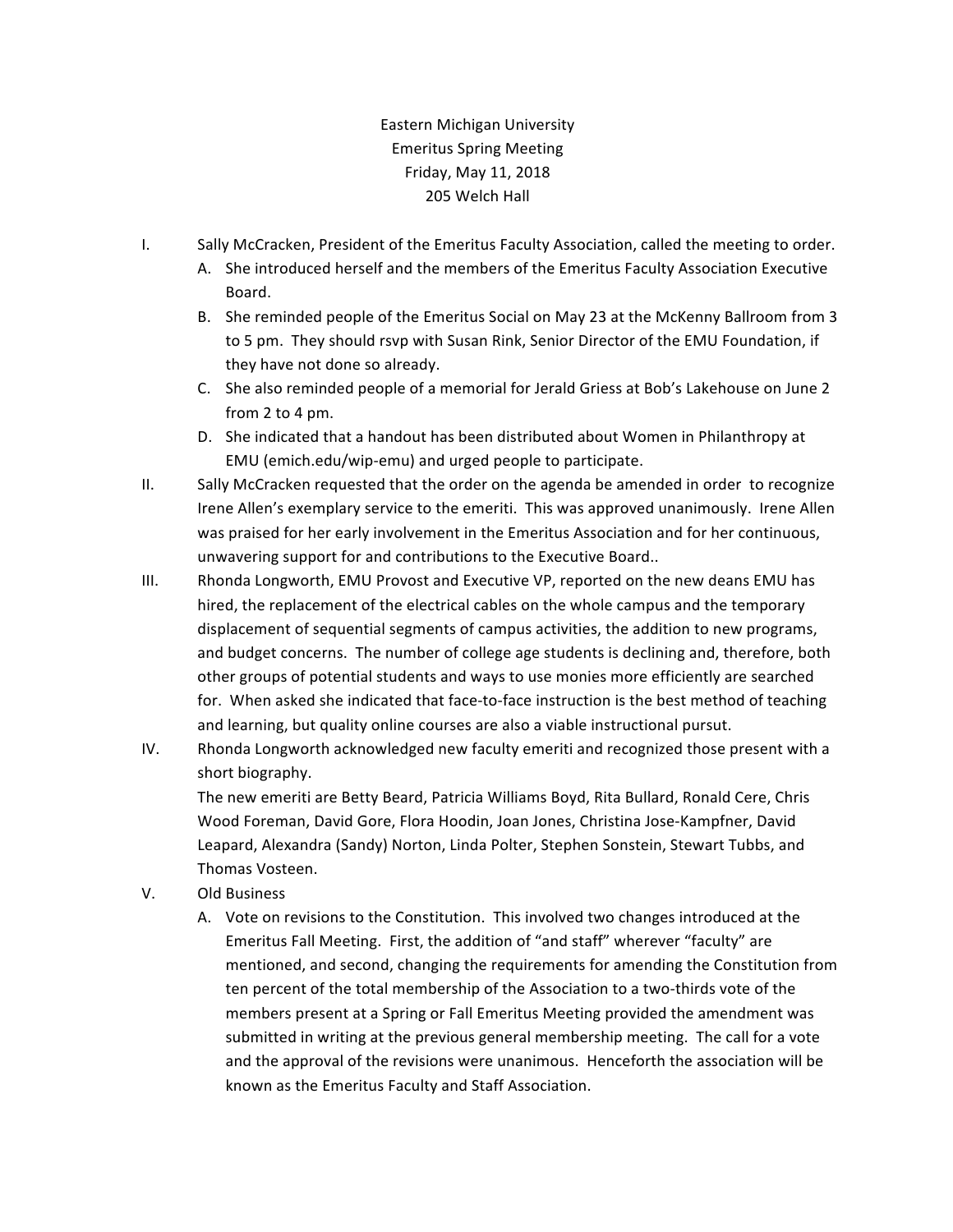Eastern Michigan University
Emeritus Spring Meeting
Friday, May 11, 2018
205 Welch Hall

I. Sally McCracken, President of the Emeritus Faculty Association, called the meeting to order.
   A. She introduced herself and the members of the Emeritus Faculty Association Executive Board.
   B. She reminded people of the Emeritus Social on May 23 at the McKenny Ballroom from 3 to 5 pm. They should rsvp with Susan Rink, Senior Director of the EMU Foundation, if they have not done so already.
   C. She also reminded people of a memorial for Jerald Griess at Bob's Lakehouse on June 2 from 2 to 4 pm.
   D. She indicated that a handout has been distributed about Women in Philanthropy at EMU (emich.edu/wip-emu) and urged people to participate.

II. Sally McCracken requested that the order on the agenda be amended in order to recognize Irene Allen's exemplary service to the emeriti. This was approved unanimously. Irene Allen was praised for her early involvement in the Emeritus Association and for her continuous, unwavering support for and contributions to the Executive Board..

III. Rhonda Longworth, EMU Provost and Executive VP, reported on the new deans EMU has hired, the replacement of the electrical cables on the whole campus and the temporary displacement of sequential segments of campus activities, the addition to new programs, and budget concerns. The number of college age students is declining and, therefore, both other groups of potential students and ways to use monies more efficiently are searched for. When asked she indicated that face-to-face instruction is the best method of teaching and learning, but quality online courses are also a viable instructional pursut.

IV. Rhonda Longworth acknowledged new faculty emeriti and recognized those present with a short biography.
   The new emeriti are Betty Beard, Patricia Williams Boyd, Rita Bullard, Ronald Cere, Chris Wood Foreman, David Gore, Flora Hoodin, Joan Jones, Christina Jose-Kampfner, David Leapard, Alexandra (Sandy) Norton, Linda Polter, Stephen Sonstein, Stewart Tubbs, and Thomas Vosteen.

V. Old Business
   A. Vote on revisions to the Constitution. This involved two changes introduced at the Emeritus Fall Meeting. First, the addition of "and staff" wherever "faculty" are mentioned, and second, changing the requirements for amending the Constitution from ten percent of the total membership of the Association to a two-thirds vote of the members present at a Spring or Fall Emeritus Meeting provided the amendment was submitted in writing at the previous general membership meeting. The call for a vote and the approval of the revisions were unanimous. Henceforth the association will be known as the Emeritus Faculty and Staff Association.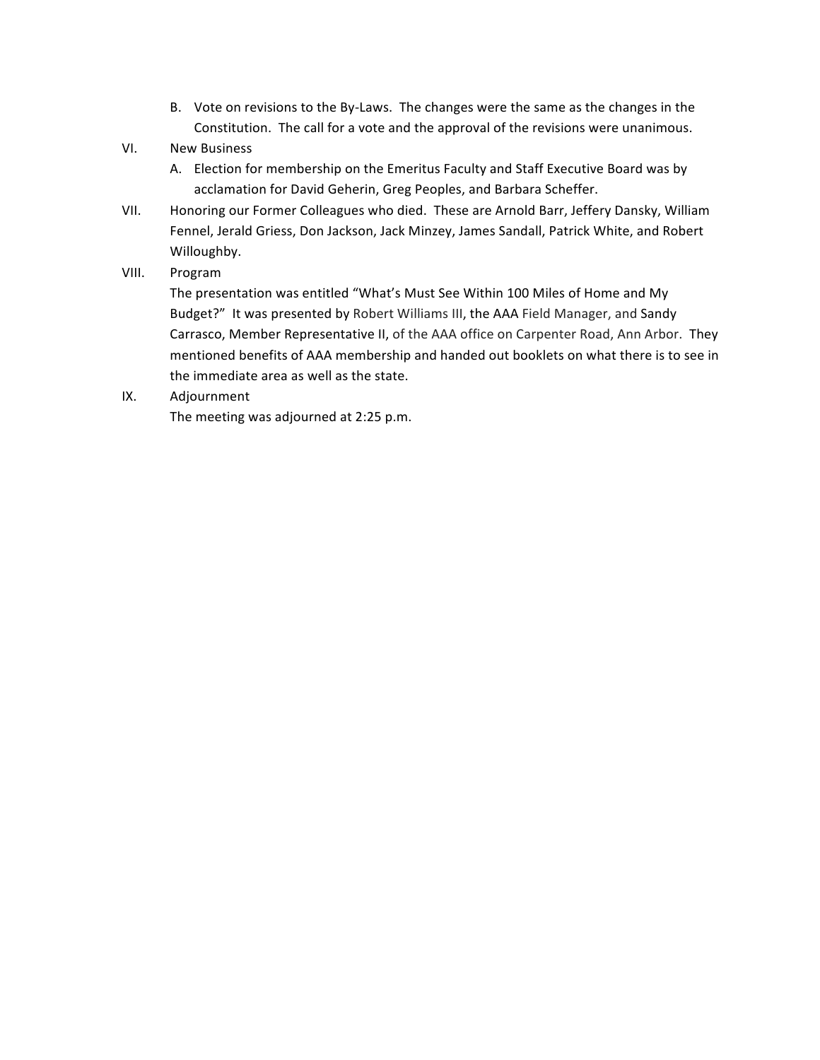B. Vote on revisions to the By-Laws. The changes were the same as the changes in the Constitution. The call for a vote and the approval of the revisions were unanimous.

VI. New Business

   A. Election for membership on the Emeritus Faculty and Staff Executive Board was by acclamation for David Geherin, Greg Peoples, and Barbara Scheffer.

VII. Honoring our Former Colleagues who died. These are Arnold Barr, Jeffery Dansky, William Fennel, Jerald Griess, Don Jackson, Jack Minzey, James Sandall, Patrick White, and Robert Willoughby.

VIII. Program

The presentation was entitled "What's Must See Within 100 Miles of Home and My Budget?" It was presented by Robert Williams III, the AAA Field Manager, and Sandy Carrasco, Member Representative II, of the AAA office on Carpenter Road, Ann Arbor. They mentioned benefits of AAA membership and handed out booklets on what there is to see in the immediate area as well as the state.

IX. Adjournment

The meeting was adjourned at 2:25 p.m.